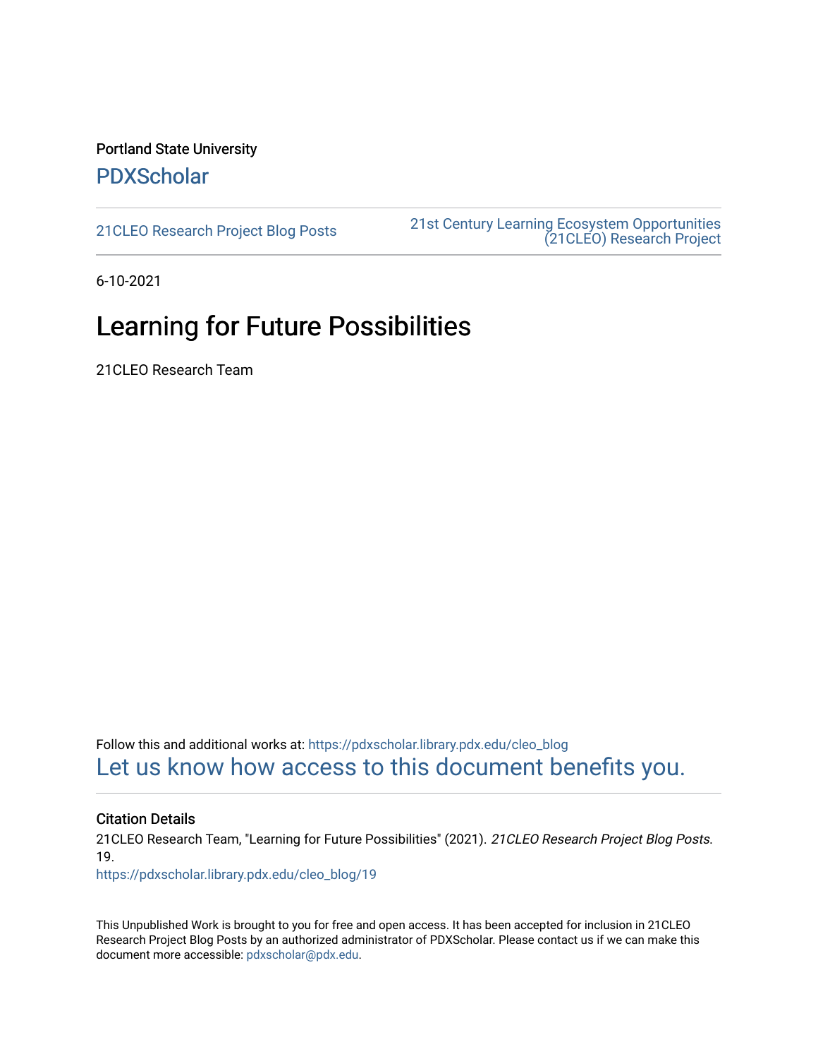Portland State University

PDXScholar

21CLEO Research Project Blog Posts | 21st Century Learning Ecosystem Opportunities (21CLEO) Research Project

6-10-2021

# Learning for Future Possibilities

21CLEO Research Team

Follow this and additional works at: https://pdxscholar.library.pdx.edu/cleo_blog

Let us know how access to this document benefits you.

### Citation Details

21CLEO Research Team, "Learning for Future Possibilities" (2021). *21CLEO Research Project Blog Posts*. 19.
https://pdxscholar.library.pdx.edu/cleo_blog/19

This Unpublished Work is brought to you for free and open access. It has been accepted for inclusion in 21CLEO Research Project Blog Posts by an authorized administrator of PDXScholar. Please contact us if we can make this document more accessible: pdxscholar@pdx.edu.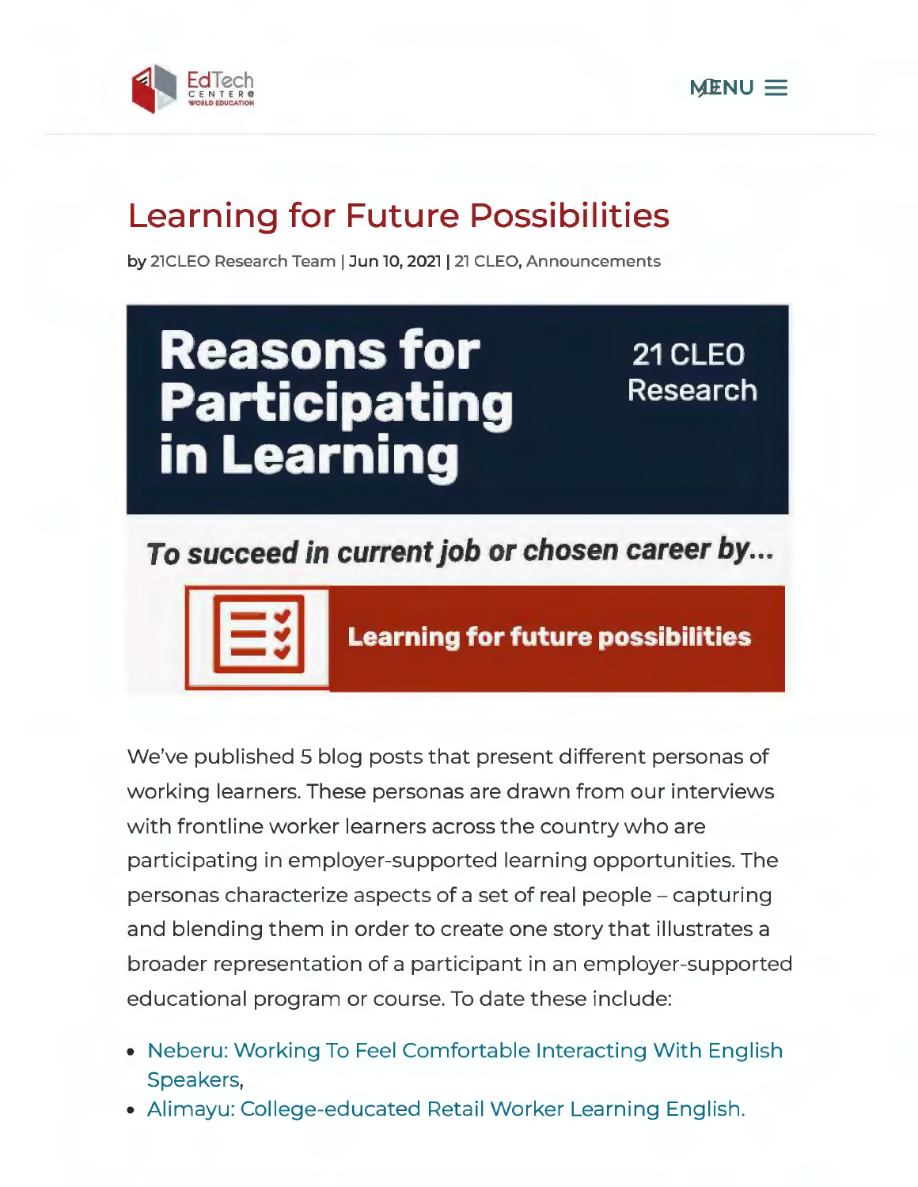EdTech CENTER@ WORLD EDUCATION

MENU

# Learning for Future Possibilities

by 21CLEO Research Team | Jun 10, 2021 | 21 CLEO, Announcements

**Reasons for Participating in Learning**

21 CLEO Research

***To succeed in current job or chosen career by...***

**Learning for future possibilities**

We've published 5 blog posts that present different personas of working learners. These personas are drawn from our interviews with frontline worker learners across the country who are participating in employer-supported learning opportunities. The personas characterize aspects of a set of real people – capturing and blending them in order to create one story that illustrates a broader representation of a participant in an employer-supported educational program or course. To date these include:

- Neberu: Working To Feel Comfortable Interacting With English Speakers,
- Alimayu: College-educated Retail Worker Learning English.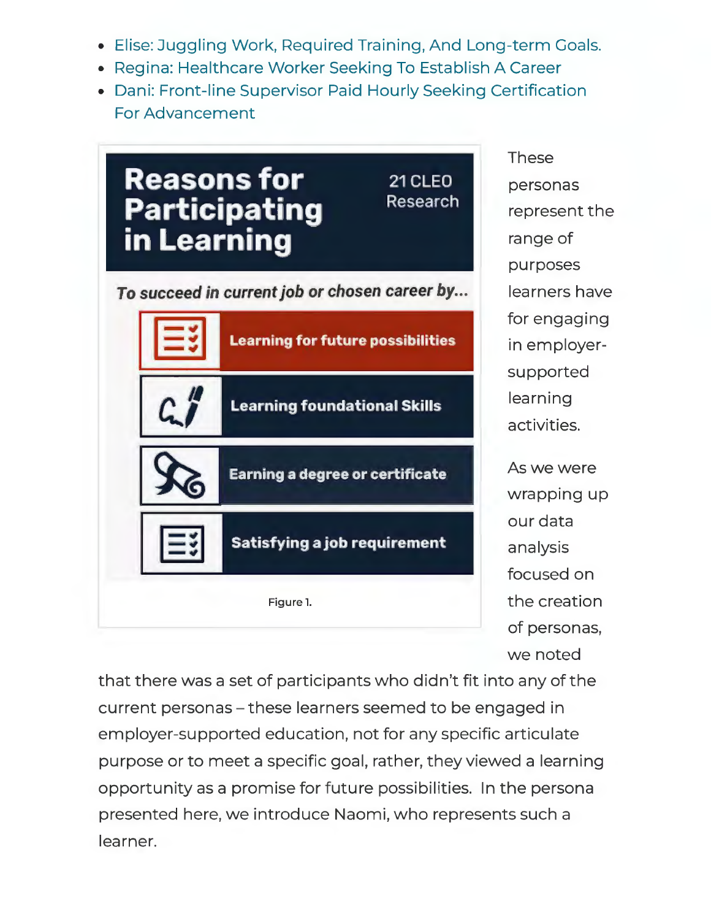- Elise: Juggling Work, Required Training, And Long-term Goals.
- Regina: Healthcare Worker Seeking To Establish A Career
- Dani: Front-line Supervisor Paid Hourly Seeking Certification For Advancement

**Reasons for Participating in Learning** — 21 CLEO Research

*To succeed in current job or chosen career by...*

- Learning for future possibilities
- Learning foundational Skills
- Earning a degree or certificate
- Satisfying a job requirement

Figure 1.

These personas represent the range of purposes learners have for engaging in employer-supported learning activities.

As we were wrapping up our data analysis focused on the creation of personas, we noted that there was a set of participants who didn't fit into any of the current personas – these learners seemed to be engaged in employer-supported education, not for any specific articulate purpose or to meet a specific goal, rather, they viewed a learning opportunity as a promise for future possibilities. In the persona presented here, we introduce Naomi, who represents such a learner.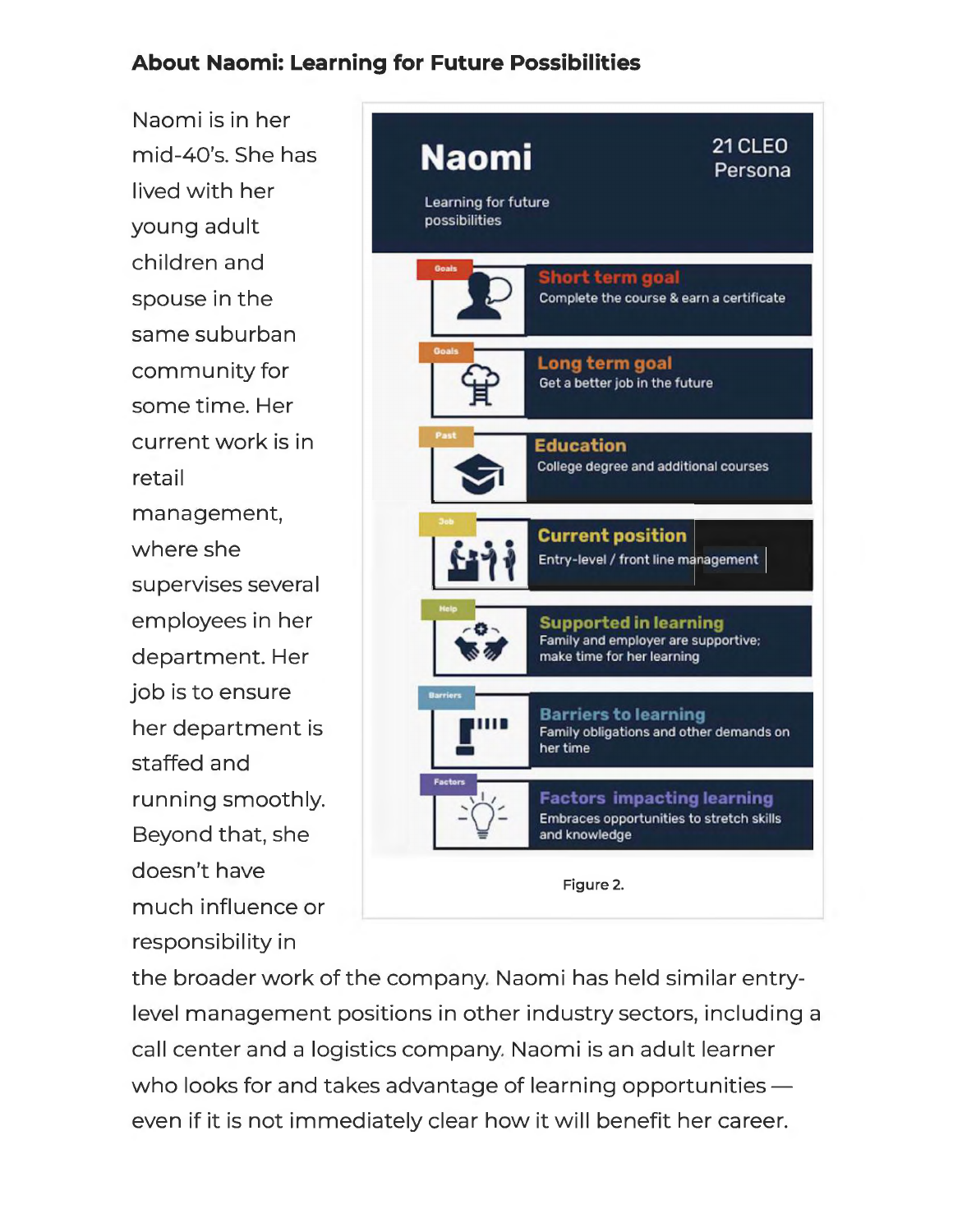### About Naomi: Learning for Future Possibilities

Naomi is in her mid-40's. She has lived with her young adult children and spouse in the same suburban community for some time. Her current work is in retail management, where she supervises several employees in her department. Her job is to ensure her department is staffed and running smoothly. Beyond that, she doesn't have much influence or responsibility in the broader work of the company. Naomi has held similar entry-level management positions in other industry sectors, including a call center and a logistics company. Naomi is an adult learner who looks for and takes advantage of learning opportunities — even if it is not immediately clear how it will benefit her career.

**Naomi**

Learning for future possibilities

21 CLEO Persona

- **Goals** — **Short term goal**: Complete the course & earn a certificate
- **Goals** — **Long term goal**: Get a better job in the future
- **Past** — **Education**: College degree and additional courses
- **Job** — **Current position**: Entry-level / front line management
- **Help** — **Supported in learning**: Family and employer are supportive; make time for her learning
- **Barriers** — **Barriers to learning**: Family obligations and other demands on her time
- **Factors** — **Factors impacting learning**: Embraces opportunities to stretch skills and knowledge

Figure 2.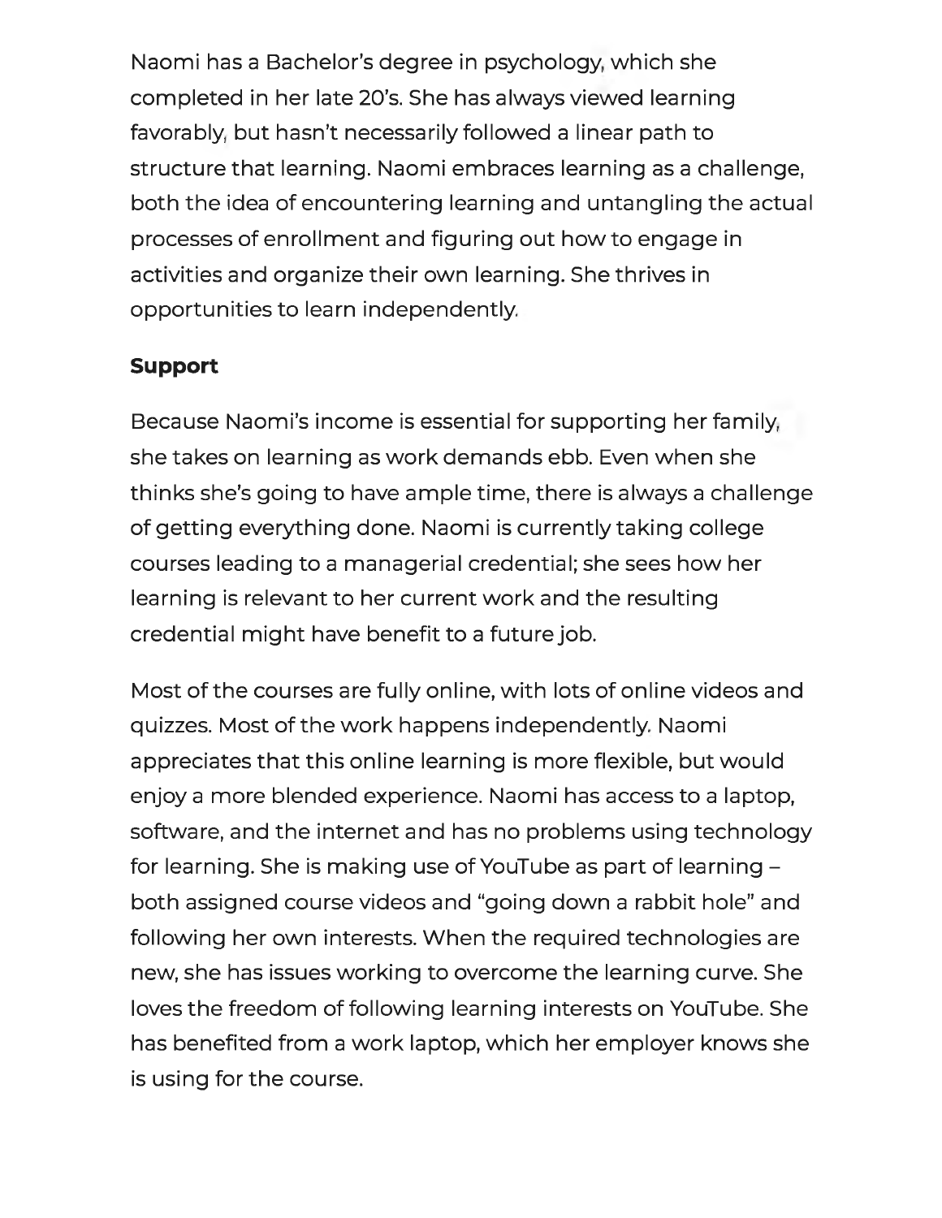Naomi has a Bachelor's degree in psychology, which she completed in her late 20's. She has always viewed learning favorably, but hasn't necessarily followed a linear path to structure that learning. Naomi embraces learning as a challenge, both the idea of encountering learning and untangling the actual processes of enrollment and figuring out how to engage in activities and organize their own learning. She thrives in opportunities to learn independently.

**Support**

Because Naomi's income is essential for supporting her family, she takes on learning as work demands ebb. Even when she thinks she's going to have ample time, there is always a challenge of getting everything done. Naomi is currently taking college courses leading to a managerial credential; she sees how her learning is relevant to her current work and the resulting credential might have benefit to a future job.

Most of the courses are fully online, with lots of online videos and quizzes. Most of the work happens independently. Naomi appreciates that this online learning is more flexible, but would enjoy a more blended experience. Naomi has access to a laptop, software, and the internet and has no problems using technology for learning. She is making use of YouTube as part of learning – both assigned course videos and "going down a rabbit hole" and following her own interests. When the required technologies are new, she has issues working to overcome the learning curve. She loves the freedom of following learning interests on YouTube. She has benefited from a work laptop, which her employer knows she is using for the course.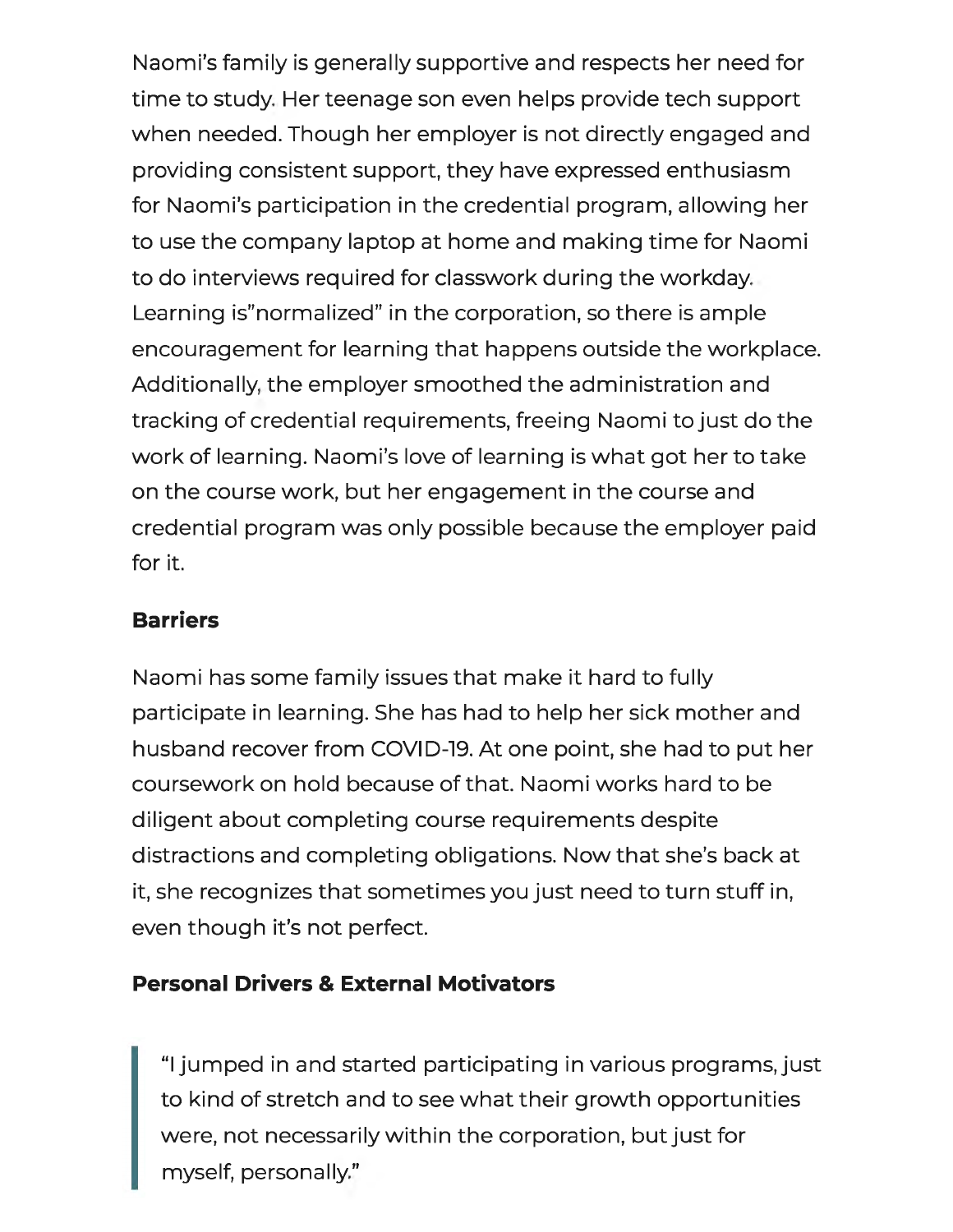Naomi's family is generally supportive and respects her need for time to study. Her teenage son even helps provide tech support when needed. Though her employer is not directly engaged and providing consistent support, they have expressed enthusiasm for Naomi's participation in the credential program, allowing her to use the company laptop at home and making time for Naomi to do interviews required for classwork during the workday. Learning is"normalized" in the corporation, so there is ample encouragement for learning that happens outside the workplace. Additionally, the employer smoothed the administration and tracking of credential requirements, freeing Naomi to just do the work of learning. Naomi's love of learning is what got her to take on the course work, but her engagement in the course and credential program was only possible because the employer paid for it.

**Barriers**

Naomi has some family issues that make it hard to fully participate in learning. She has had to help her sick mother and husband recover from COVID-19. At one point, she had to put her coursework on hold because of that. Naomi works hard to be diligent about completing course requirements despite distractions and completing obligations. Now that she's back at it, she recognizes that sometimes you just need to turn stuff in, even though it's not perfect.

**Personal Drivers & External Motivators**

> "I jumped in and started participating in various programs, just to kind of stretch and to see what their growth opportunities were, not necessarily within the corporation, but just for myself, personally."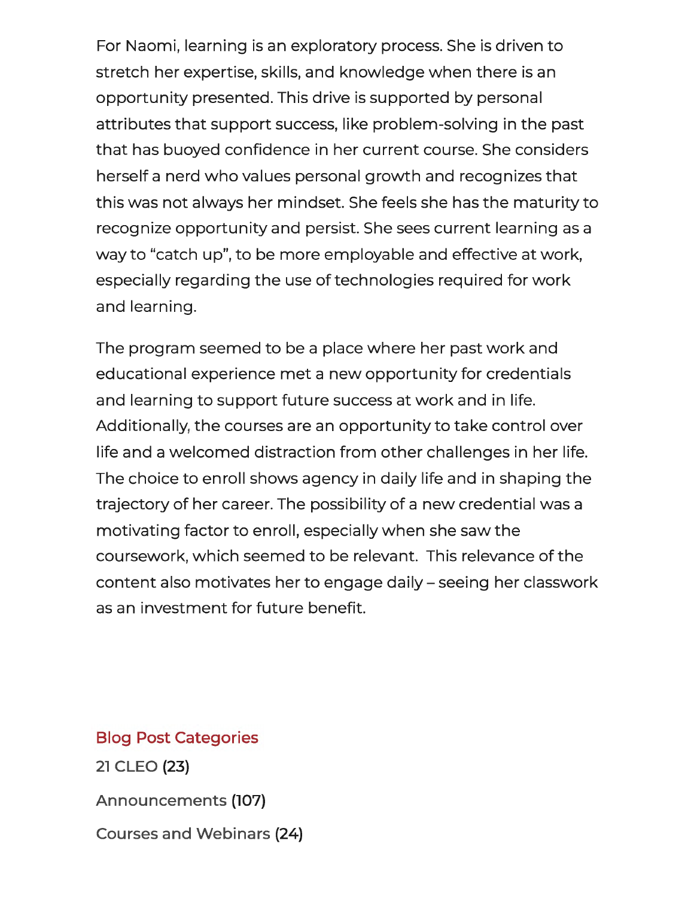For Naomi, learning is an exploratory process. She is driven to stretch her expertise, skills, and knowledge when there is an opportunity presented. This drive is supported by personal attributes that support success, like problem-solving in the past that has buoyed confidence in her current course. She considers herself a nerd who values personal growth and recognizes that this was not always her mindset. She feels she has the maturity to recognize opportunity and persist. She sees current learning as a way to "catch up", to be more employable and effective at work, especially regarding the use of technologies required for work and learning.

The program seemed to be a place where her past work and educational experience met a new opportunity for credentials and learning to support future success at work and in life. Additionally, the courses are an opportunity to take control over life and a welcomed distraction from other challenges in her life. The choice to enroll shows agency in daily life and in shaping the trajectory of her career. The possibility of a new credential was a motivating factor to enroll, especially when she saw the coursework, which seemed to be relevant. This relevance of the content also motivates her to engage daily – seeing her classwork as an investment for future benefit.

## Blog Post Categories

21 CLEO (23)

Announcements (107)

Courses and Webinars (24)